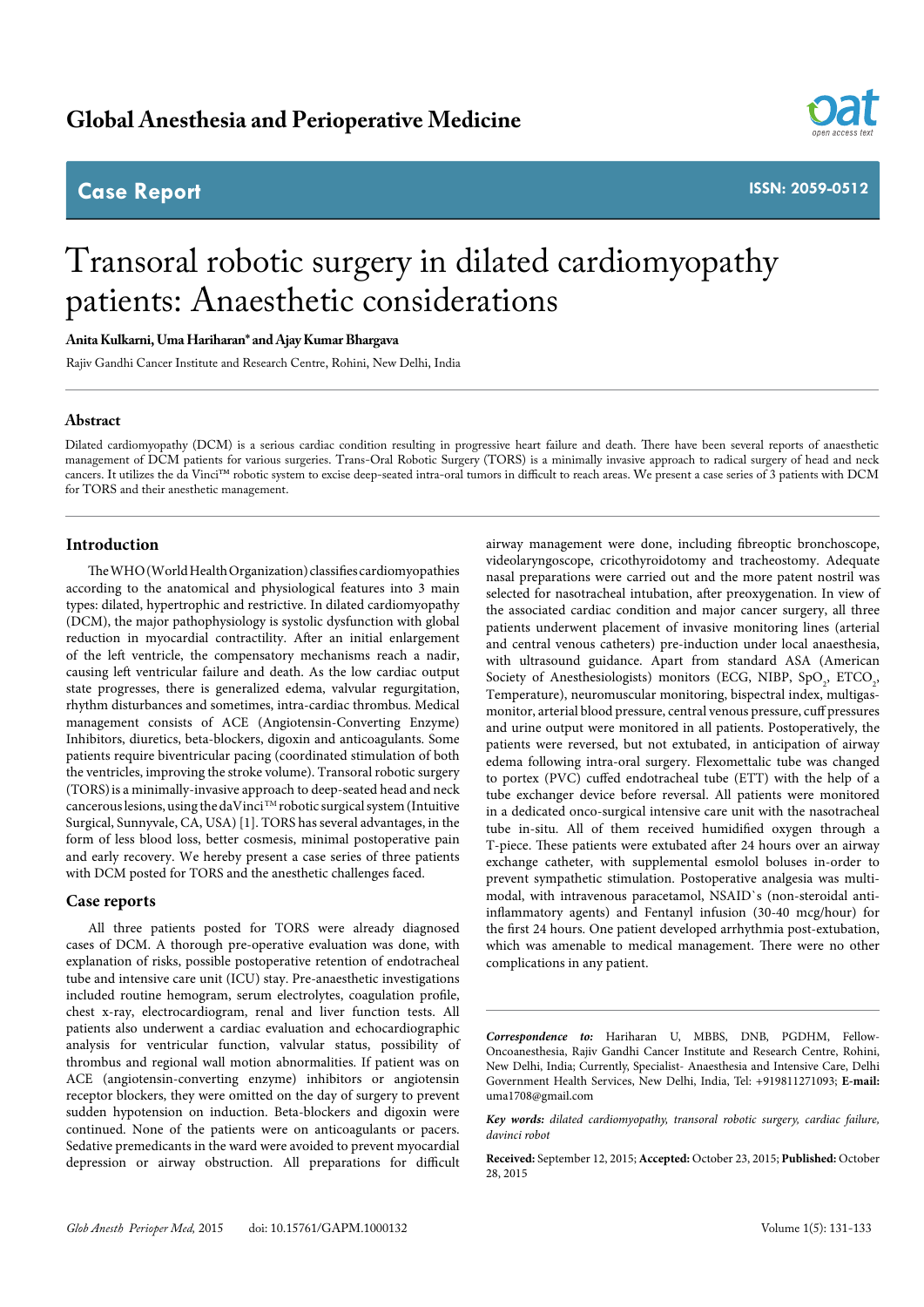# Global Anesthesia and Perioperative Medicine

**Case Report** ISSN: 2059-0512

# Transoral robotic surgery in dilated cardiomyopathy patients: Anaesthetic considerations

**Anita Kulkarni, Uma Hariharan\* and Ajay Kumar Bhargava**

Rajiv Gandhi Cancer Institute and Research Centre, Rohini, New Delhi, India

## Abstract

Dilated cardiomyopathy (DCM) is a serious cardiac condition resulting in progressive heart failure and death. There have been several reports of anaesthetic management of DCM patients for various surgeries. Trans-Oral Robotic Surgery (TORS) is a minimally invasive approach to radical surgery of head and neck cancers. It utilizes the da Vinci™ robotic system to excise deep-seated intra-oral tumors in difficult to reach areas. We present a case series of 3 patients with DCM for TORS and their anesthetic management.

## Introduction

The WHO (World Health Organization) classifies cardiomyopathies according to the anatomical and physiological features into 3 main types: dilated, hypertrophic and restrictive. In dilated cardiomyopathy (DCM), the major pathophysiology is systolic dysfunction with global reduction in myocardial contractility. After an initial enlargement of the left ventricle, the compensatory mechanisms reach a nadir, causing left ventricular failure and death. As the low cardiac output state progresses, there is generalized edema, valvular regurgitation, rhythm disturbances and sometimes, intra-cardiac thrombus. Medical management consists of ACE (Angiotensin-Converting Enzyme) Inhibitors, diuretics, beta-blockers, digoxin and anticoagulants. Some patients require biventricular pacing (coordinated stimulation of both the ventricles, improving the stroke volume). Transoral robotic surgery (TORS) is a minimally-invasive approach to deep-seated head and neck cancerous lesions, using the daVinci™ robotic surgical system (Intuitive Surgical, Sunnyvale, CA, USA) [1]. TORS has several advantages, in the form of less blood loss, better cosmesis, minimal postoperative pain and early recovery. We hereby present a case series of three patients with DCM posted for TORS and the anesthetic challenges faced.

## Case reports

All three patients posted for TORS were already diagnosed cases of DCM. A thorough pre-operative evaluation was done, with explanation of risks, possible postoperative retention of endotracheal tube and intensive care unit (ICU) stay. Pre-anaesthetic investigations included routine hemogram, serum electrolytes, coagulation profile, chest x-ray, electrocardiogram, renal and liver function tests. All patients also underwent a cardiac evaluation and echocardiographic analysis for ventricular function, valvular status, possibility of thrombus and regional wall motion abnormalities. If patient was on ACE (angiotensin-converting enzyme) inhibitors or angiotensin receptor blockers, they were omitted on the day of surgery to prevent sudden hypotension on induction. Beta-blockers and digoxin were continued. None of the patients were on anticoagulants or pacers. Sedative premedicants in the ward were avoided to prevent myocardial depression or airway obstruction. All preparations for difficult airway management were done, including fibreoptic bronchoscope, videolaryngoscope, cricothyroidotomy and tracheostomy. Adequate nasal preparations were carried out and the more patent nostril was selected for nasotracheal intubation, after preoxygenation. In view of the associated cardiac condition and major cancer surgery, all three patients underwent placement of invasive monitoring lines (arterial and central venous catheters) pre-induction under local anaesthesia, with ultrasound guidance. Apart from standard ASA (American Society of Anesthesiologists) monitors (ECG, NIBP, $SpO_2$, $ETCO_2$, Temperature), neuromuscular monitoring, bispectral index, multigas-monitor, arterial blood pressure, central venous pressure, cuff pressures and urine output were monitored in all patients. Postoperatively, the patients were reversed, but not extubated, in anticipation of airway edema following intra-oral surgery. Flexometallic tube was changed to portex (PVC) cuffed endotracheal tube (ETT) with the help of a tube exchanger device before reversal. All patients were monitored in a dedicated onco-surgical intensive care unit with the nasotracheal tube in-situ. All of them received humidified oxygen through a T-piece. These patients were extubated after 24 hours over an airway exchange catheter, with supplemental esmolol boluses in-order to prevent sympathetic stimulation. Postoperative analgesia was multi-modal, with intravenous paracetamol, NSAID`s (non-steroidal anti-inflammatory agents) and Fentanyl infusion (30-40 mcg/hour) for the first 24 hours. One patient developed arrhythmia post-extubation, which was amenable to medical management. There were no other complications in any patient.

---

***Correspondence to:*** Hariharan U, MBBS, DNB, PGDHM, Fellow-Oncoanesthesia, Rajiv Gandhi Cancer Institute and Research Centre, Rohini, New Delhi, India; Currently, Specialist- Anaesthesia and Intensive Care, Delhi Government Health Services, New Delhi, India, Tel: +919811271093; **E-mail:** uma1708@gmail.com

***Key words:*** *dilated cardiomyopathy, transoral robotic surgery, cardiac failure, davinci robot*

**Received:** September 12, 2015; **Accepted:** October 23, 2015; **Published:** October 28, 2015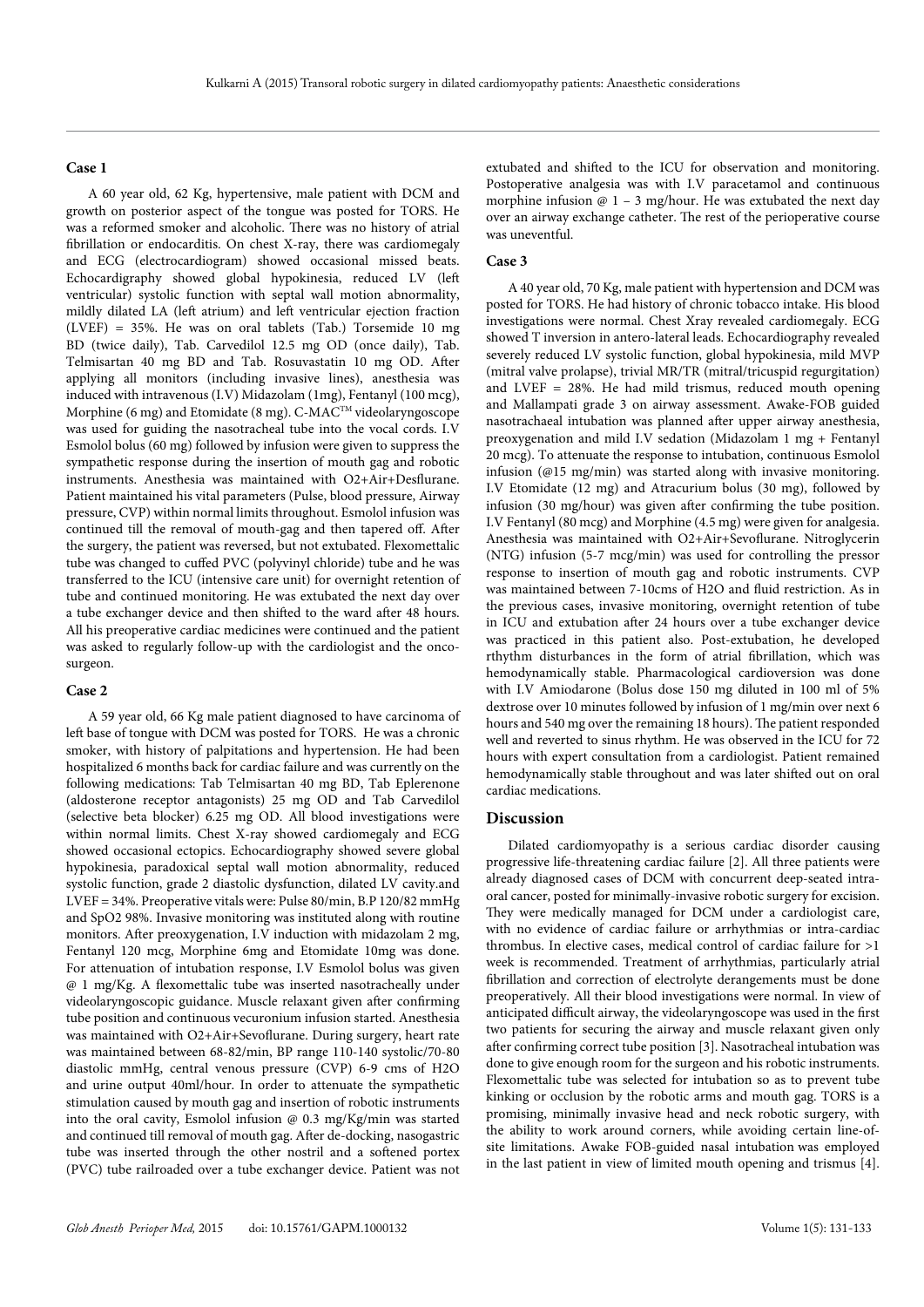### Case 1

A 60 year old, 62 Kg, hypertensive, male patient with DCM and growth on posterior aspect of the tongue was posted for TORS. He was a reformed smoker and alcoholic. There was no history of atrial fibrillation or endocarditis. On chest X-ray, there was cardiomegaly and ECG (electrocardiogram) showed occasional missed beats. Echocardigraphy showed global hypokinesia, reduced LV (left ventricular) systolic function with septal wall motion abnormality, mildly dilated LA (left atrium) and left ventricular ejection fraction (LVEF) = 35%. He was on oral tablets (Tab.) Torsemide 10 mg BD (twice daily), Tab. Carvedilol 12.5 mg OD (once daily), Tab. Telmisartan 40 mg BD and Tab. Rosuvastatin 10 mg OD. After applying all monitors (including invasive lines), anesthesia was induced with intravenous (I.V) Midazolam (1mg), Fentanyl (100 mcg), Morphine (6 mg) and Etomidate (8 mg). C-MAC™ videolaryngoscope was used for guiding the nasotracheal tube into the vocal cords. I.V Esmolol bolus (60 mg) followed by infusion were given to suppress the sympathetic response during the insertion of mouth gag and robotic instruments. Anesthesia was maintained with O2+Air+Desflurane. Patient maintained his vital parameters (Pulse, blood pressure, Airway pressure, CVP) within normal limits throughout. Esmolol infusion was continued till the removal of mouth-gag and then tapered off. After the surgery, the patient was reversed, but not extubated. Flexometallic tube was changed to cuffed PVC (polyvinyl chloride) tube and he was transferred to the ICU (intensive care unit) for overnight retention of tube and continued monitoring. He was extubated the next day over a tube exchanger device and then shifted to the ward after 48 hours. All his preoperative cardiac medicines were continued and the patient was asked to regularly follow-up with the cardiologist and the onco-surgeon.

### Case 2

A 59 year old, 66 Kg male patient diagnosed to have carcinoma of left base of tongue with DCM was posted for TORS. He was a chronic smoker, with history of palpitations and hypertension. He had been hospitalized 6 months back for cardiac failure and was currently on the following medications: Tab Telmisartan 40 mg BD, Tab Eplerenone (aldosterone receptor antagonists) 25 mg OD and Tab Carvedilol (selective beta blocker) 6.25 mg OD. All blood investigations were within normal limits. Chest X-ray showed cardiomegaly and ECG showed occasional ectopics. Echocardiography showed severe global hypokinesia, paradoxical septal wall motion abnormality, reduced systolic function, grade 2 diastolic dysfunction, dilated LV cavity.and LVEF = 34%. Preoperative vitals were: Pulse 80/min, B.P 120/82 mmHg and SpO2 98%. Invasive monitoring was instituted along with routine monitors. After preoxygenation, I.V induction with midazolam 2 mg, Fentanyl 120 mcg, Morphine 6mg and Etomidate 10mg was done. For attenuation of intubation response, I.V Esmolol bolus was given @ 1 mg/Kg. A flexometallic tube was inserted nasotracheally under videolaryngoscopic guidance. Muscle relaxant given after confirming tube position and continuous vecuronium infusion started. Anesthesia was maintained with O2+Air+Sevoflurane. During surgery, heart rate was maintained between 68-82/min, BP range 110-140 systolic/70-80 diastolic mmHg, central venous pressure (CVP) 6-9 cms of H2O and urine output 40ml/hour. In order to attenuate the sympathetic stimulation caused by mouth gag and insertion of robotic instruments into the oral cavity, Esmolol infusion @ 0.3 mg/Kg/min was started and continued till removal of mouth gag. After de-docking, nasogastric tube was inserted through the other nostril and a softened portex (PVC) tube railroaded over a tube exchanger device. Patient was not extubated and shifted to the ICU for observation and monitoring. Postoperative analgesia was with I.V paracetamol and continuous morphine infusion @ 1 – 3 mg/hour. He was extubated the next day over an airway exchange catheter. The rest of the perioperative course was uneventful.

### Case 3

A 40 year old, 70 Kg, male patient with hypertension and DCM was posted for TORS. He had history of chronic tobacco intake. His blood investigations were normal. Chest Xray revealed cardiomegaly. ECG showed T inversion in antero-lateral leads. Echocardiography revealed severely reduced LV systolic function, global hypokinesia, mild MVP (mitral valve prolapse), trivial MR/TR (mitral/tricuspid regurgitation) and LVEF = 28%. He had mild trismus, reduced mouth opening and Mallampati grade 3 on airway assessment. Awake-FOB guided nasotrachaeal intubation was planned after upper airway anesthesia, preoxygenation and mild I.V sedation (Midazolam 1 mg + Fentanyl 20 mcg). To attenuate the response to intubation, continuous Esmolol infusion (@15 mg/min) was started along with invasive monitoring. I.V Etomidate (12 mg) and Atracurium bolus (30 mg), followed by infusion (30 mg/hour) was given after confirming the tube position. I.V Fentanyl (80 mcg) and Morphine (4.5 mg) were given for analgesia. Anesthesia was maintained with O2+Air+Sevoflurane. Nitroglycerin (NTG) infusion (5-7 mcg/min) was used for controlling the pressor response to insertion of mouth gag and robotic instruments. CVP was maintained between 7-10cms of H2O and fluid restriction. As in the previous cases, invasive monitoring, overnight retention of tube in ICU and extubation after 24 hours over a tube exchanger device was practiced in this patient also. Post-extubation, he developed rthythm disturbances in the form of atrial fibrillation, which was hemodynamically stable. Pharmacological cardioversion was done with I.V Amiodarone (Bolus dose 150 mg diluted in 100 ml of 5% dextrose over 10 minutes followed by infusion of 1 mg/min over next 6 hours and 540 mg over the remaining 18 hours). The patient responded well and reverted to sinus rhythm. He was observed in the ICU for 72 hours with expert consultation from a cardiologist. Patient remained hemodynamically stable throughout and was later shifted out on oral cardiac medications.

## Discussion

Dilated cardiomyopathy is a serious cardiac disorder causing progressive life-threatening cardiac failure [2]. All three patients were already diagnosed cases of DCM with concurrent deep-seated intra-oral cancer, posted for minimally-invasive robotic surgery for excision. They were medically managed for DCM under a cardiologist care, with no evidence of cardiac failure or arrhythmias or intra-cardiac thrombus. In elective cases, medical control of cardiac failure for >1 week is recommended. Treatment of arrhythmias, particularly atrial fibrillation and correction of electrolyte derangements must be done preoperatively. All their blood investigations were normal. In view of anticipated difficult airway, the videolaryngoscope was used in the first two patients for securing the airway and muscle relaxant given only after confirming correct tube position [3]. Nasotracheal intubation was done to give enough room for the surgeon and his robotic instruments. Flexometallic tube was selected for intubation so as to prevent tube kinking or occlusion by the robotic arms and mouth gag. TORS is a promising, minimally invasive head and neck robotic surgery, with the ability to work around corners, while avoiding certain line-of-site limitations. Awake FOB-guided nasal intubation was employed in the last patient in view of limited mouth opening and trismus [4].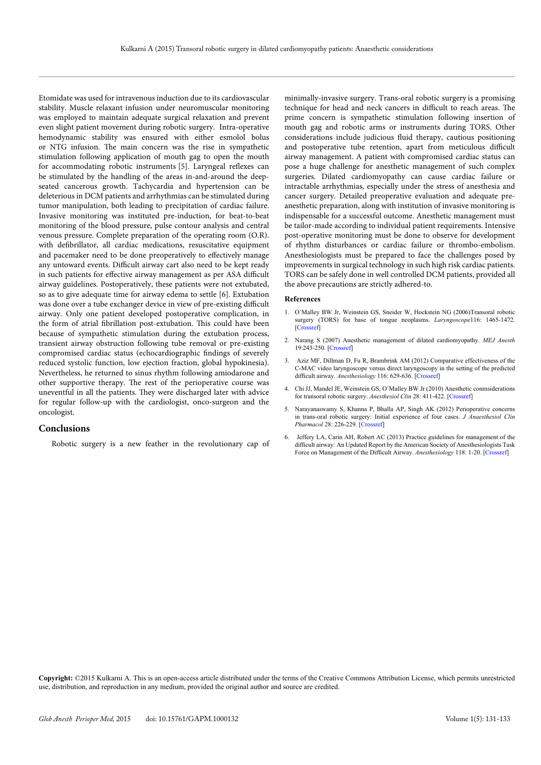Etomidate was used for intravenous induction due to its cardiovascular stability. Muscle relaxant infusion under neuromuscular monitoring was employed to maintain adequate surgical relaxation and prevent even slight patient movement during robotic surgery. Intra-operative hemodynamic stability was ensured with either esmolol bolus or NTG infusion. The main concern was the rise in sympathetic stimulation following application of mouth gag to open the mouth for accommodating robotic instruments [5]. Laryngeal reflexes can be stimulated by the handling of the areas in-and-around the deep-seated cancerous growth. Tachycardia and hypertension can be deleterious in DCM patients and arrhythmias can be stimulated during tumor manipulation, both leading to precipitation of cardiac failure. Invasive monitoring was instituted pre-induction, for beat-to-beat monitoring of the blood pressure, pulse contour analysis and central venous pressure. Complete preparation of the operating room (O.R). with defibrillator, all cardiac medications, resuscitative equipment and pacemaker need to be done preoperatively to effectively manage any untoward events. Difficult airway cart also need to be kept ready in such patients for effective airway management as per ASA difficult airway guidelines. Postoperatively, these patients were not extubated, so as to give adequate time for airway edema to settle [6]. Extubation was done over a tube exchanger device in view of pre-existing difficult airway. Only one patient developed postoperative complication, in the form of atrial fibrillation post-extubation. This could have been because of sympathetic stimulation during the extubation process, transient airway obstruction following tube removal or pre-existing compromised cardiac status (echocardiographic findings of severely reduced systolic function, low ejection fraction, global hypokinesia). Nevertheless, he returned to sinus rhythm following amiodarone and other supportive therapy. The rest of the perioperative course was uneventful in all the patients. They were discharged later with advice for regular follow-up with the cardiologist, onco-surgeon and the oncologist.

## Conclusions

Robotic surgery is a new feather in the revolutionary cap of minimally-invasive surgery. Trans-oral robotic surgery is a promising technique for head and neck cancers in difficult to reach areas. The prime concern is sympathetic stimulation following insertion of mouth gag and robotic arms or instruments during TORS. Other considerations include judicious fluid therapy, cautious positioning and postoperative tube retention, apart from meticulous difficult airway management. A patient with compromised cardiac status can pose a huge challenge for anesthetic management of such complex surgeries. Dilated cardiomyopathy can cause cardiac failure or intractable arrhythmias, especially under the stress of anesthesia and cancer surgery. Detailed preoperative evaluation and adequate pre-anesthetic preparation, along with institution of invasive monitoring is indispensable for a successful outcome. Anesthetic management must be tailor-made according to individual patient requirements. Intensive post-operative monitoring must be done to observe for development of rhythm disturbances or cardiac failure or thrombo-embolism. Anesthesiologists must be prepared to face the challenges posed by improvements in surgical technology in such high risk cardiac patients. TORS can be safely done in well controlled DCM patients, provided all the above precautions are strictly adhered-to.

### References

1. O`Malley BW Jr, Weinstein GS, Sneider W, Hockstein NG (2006)Transoral robotic surgery (TORS) for base of tongue neoplasms. *Laryngoscope*116: 1465-1472. [Crossref]
2. Narang S (2007) Anesthetic management of dilated cardiomyopathy. *MEJ Anesth* 19:243-250. [Crossref]
3. Aziz MF, Dillman D, Fu R, Brambrink AM (2012) Comparative effectiveness of the C-MAC video laryngoscope versus direct laryngoscopy in the setting of the predicted difficult airway. *Anesthesiology* 116: 629-636. [Crossref]
4. Chi JJ, Mandel JE, Weinstein GS, O`Malley BW Jr (2010) Anesthetic conmsiderations for transoral robotic surgery. *Anesthesiol Clin* 28: 411-422. [Crossref]
5. Narayanaswamy S, Khanna P, Bhalla AP, Singh AK (2012) Perioperative concerns in trans-oral robotic surgery: Initial experience of four cases. *J Anaesthesiol Clin Pharmacol* 28: 226-229. [Crossref]
6. Jeffery LA, Carin AH, Robert AC (2013) Practice guidelines for management of the difficult airway: An Updated Report by the American Society of Anesthesiologists Task Force on Management of the Difficult Airway. *Anesthesiology* 118: 1-20. [Crossref]

**Copyright:** ©2015 Kulkarni A. This is an open-access article distributed under the terms of the Creative Commons Attribution License, which permits unrestricted use, distribution, and reproduction in any medium, provided the original author and source are credited.